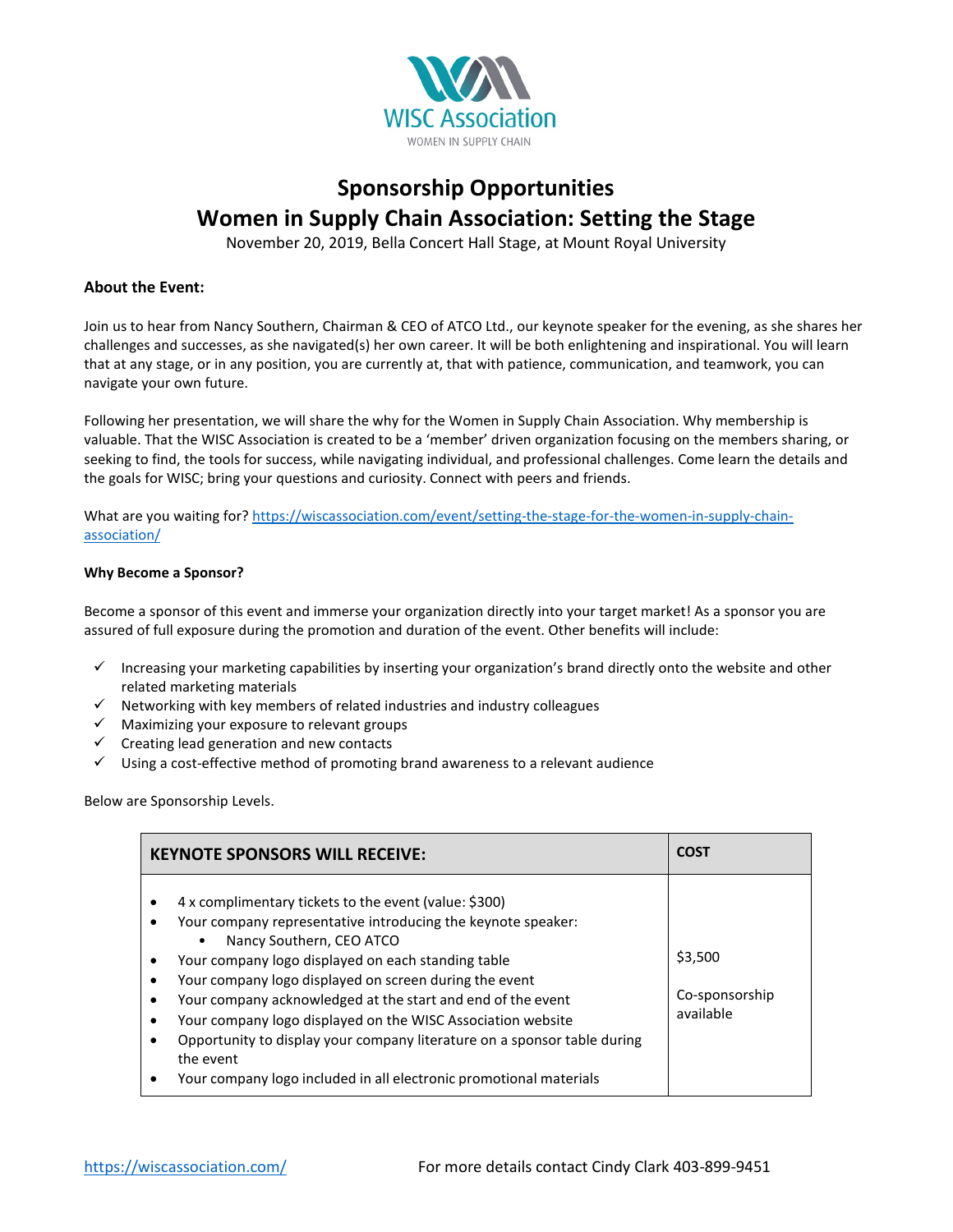WISC Association

WOMEN IN SUPPLY CHAIN

# Sponsorship Opportunities

# Women in Supply Chain Association: Setting the Stage

November 20, 2019, Bella Concert Hall Stage, at Mount Royal University

### About the Event:

Join us to hear from Nancy Southern, Chairman & CEO of ATCO Ltd., our keynote speaker for the evening, as she shares her challenges and successes, as she navigated(s) her own career. It will be both enlightening and inspirational. You will learn that at any stage, or in any position, you are currently at, that with patience, communication, and teamwork, you can navigate your own future.

Following her presentation, we will share the why for the Women in Supply Chain Association. Why membership is valuable. That the WISC Association is created to be a 'member' driven organization focusing on the members sharing, or seeking to find, the tools for success, while navigating individual, and professional challenges. Come learn the details and the goals for WISC; bring your questions and curiosity. Connect with peers and friends.

What are you waiting for? [https://wiscassociation.com/event/setting-the-stage-for-the-women-in-supply-chain-association/](https://wiscassociation.com/event/setting-the-stage-for-the-women-in-supply-chain-association/)

#### Why Become a Sponsor?

Become a sponsor of this event and immerse your organization directly into your target market! As a sponsor you are assured of full exposure during the promotion and duration of the event. Other benefits will include:

- ✓ Increasing your marketing capabilities by inserting your organization's brand directly onto the website and other related marketing materials
- ✓ Networking with key members of related industries and industry colleagues
- ✓ Maximizing your exposure to relevant groups
- ✓ Creating lead generation and new contacts
- ✓ Using a cost-effective method of promoting brand awareness to a relevant audience

Below are Sponsorship Levels.

| KEYNOTE SPONSORS WILL RECEIVE: | COST |
| --- | --- |
| • 4 x complimentary tickets to the event (value: $300)<br>• Your company representative introducing the keynote speaker:<br>&nbsp;&nbsp;&nbsp;&nbsp;• Nancy Southern, CEO ATCO<br>• Your company logo displayed on each standing table<br>• Your company logo displayed on screen during the event<br>• Your company acknowledged at the start and end of the event<br>• Your company logo displayed on the WISC Association website<br>• Opportunity to display your company literature on a sponsor table during the event<br>• Your company logo included in all electronic promotional materials | $3,500<br><br>Co-sponsorship available |

[https://wiscassociation.com/](https://wiscassociation.com/) For more details contact Cindy Clark 403-899-9451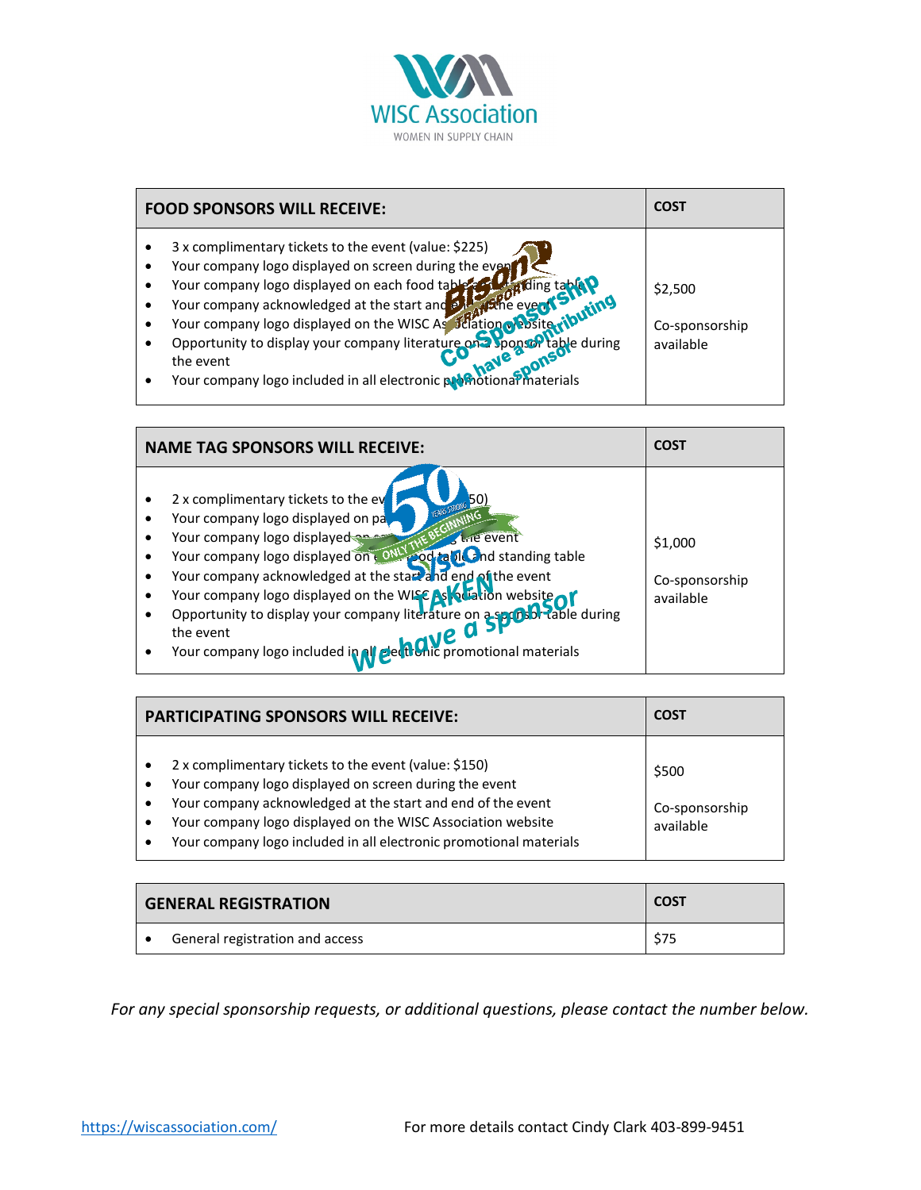WISC Association

WOMEN IN SUPPLY CHAIN

| FOOD SPONSORS WILL RECEIVE: | COST |
| --- | --- |
| • 3 x complimentary tickets to the event (value: $225)<br>• Your company logo displayed on screen during the event<br>• Your company logo displayed on each food table and standing table<br>• Your company acknowledged at the start and end of the event<br>• Your company logo displayed on the WISC Association website<br>• Opportunity to display your company literature on a sponsor table during the event<br>• Your company logo included in all electronic promotional materials | $2,500<br><br>Co-sponsorship available |

Bison Transport — Co-Sponsorship — We have a contributing sponsor

| NAME TAG SPONSORS WILL RECEIVE: | COST |
| --- | --- |
| • 2 x complimentary tickets to the event (value: $150)<br>• Your company logo displayed on name tags<br>• Your company logo displayed on screen during the event<br>• Your company logo displayed on each food table and standing table<br>• Your company acknowledged at the start and end of the event<br>• Your company logo displayed on the WISC Association website<br>• Opportunity to display your company literature on a sponsor table during the event<br>• Your company logo included in all electronic promotional materials | $1,000<br><br>Co-sponsorship available |

Sysco — 50 Years Strong — Only the Beginning — TAKEN — We have a sponsor

| PARTICIPATING SPONSORS WILL RECEIVE: | COST |
| --- | --- |
| • 2 x complimentary tickets to the event (value: $150)<br>• Your company logo displayed on screen during the event<br>• Your company acknowledged at the start and end of the event<br>• Your company logo displayed on the WISC Association website<br>• Your company logo included in all electronic promotional materials | $500<br><br>Co-sponsorship available |

| GENERAL REGISTRATION | COST |
| --- | --- |
| • General registration and access | $75 |

*For any special sponsorship requests, or additional questions, please contact the number below.*

https://wiscassociation.com/ For more details contact Cindy Clark 403-899-9451